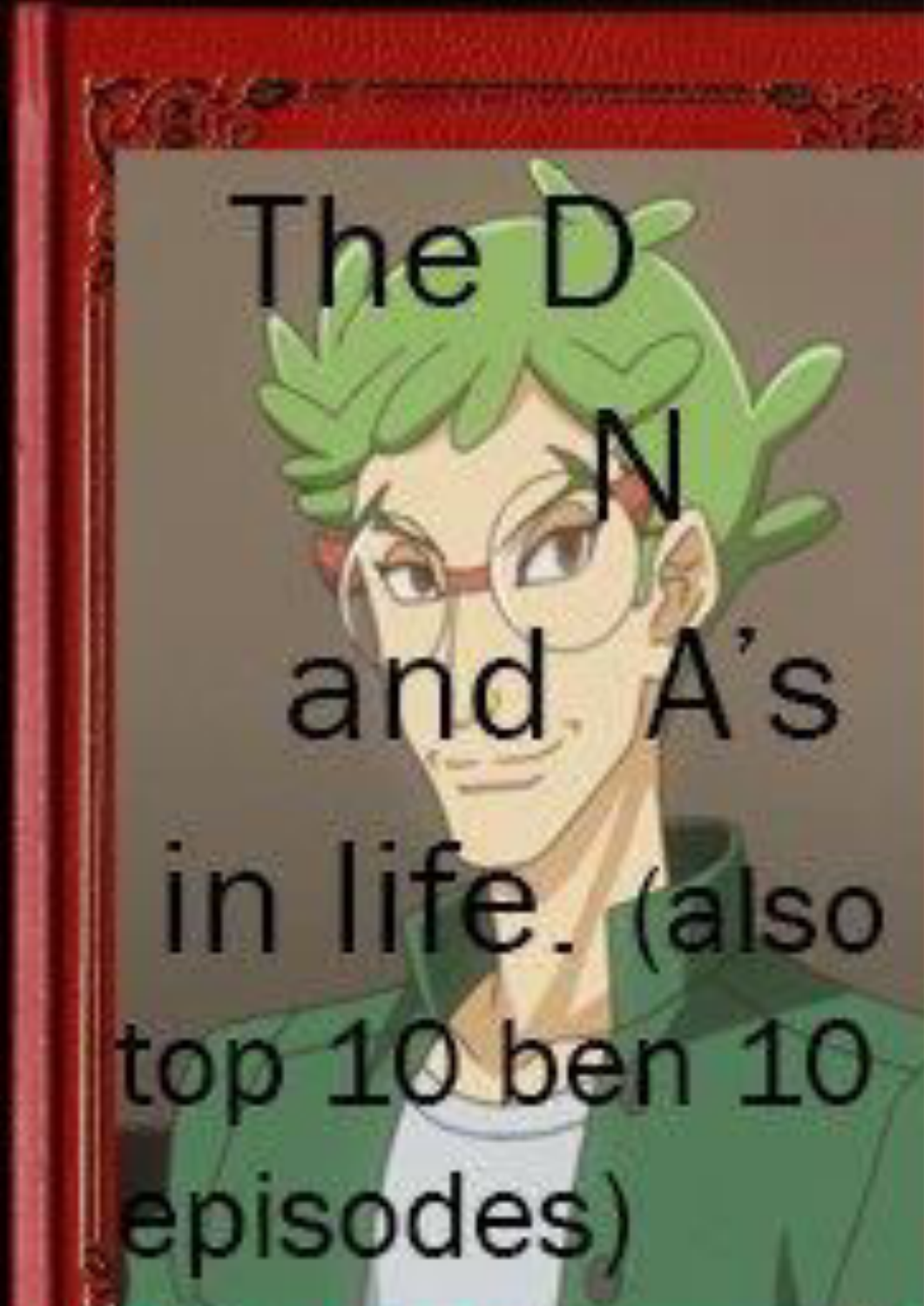# The D

# N

# and A's

# in life. (also top 10 ben 10 episodes)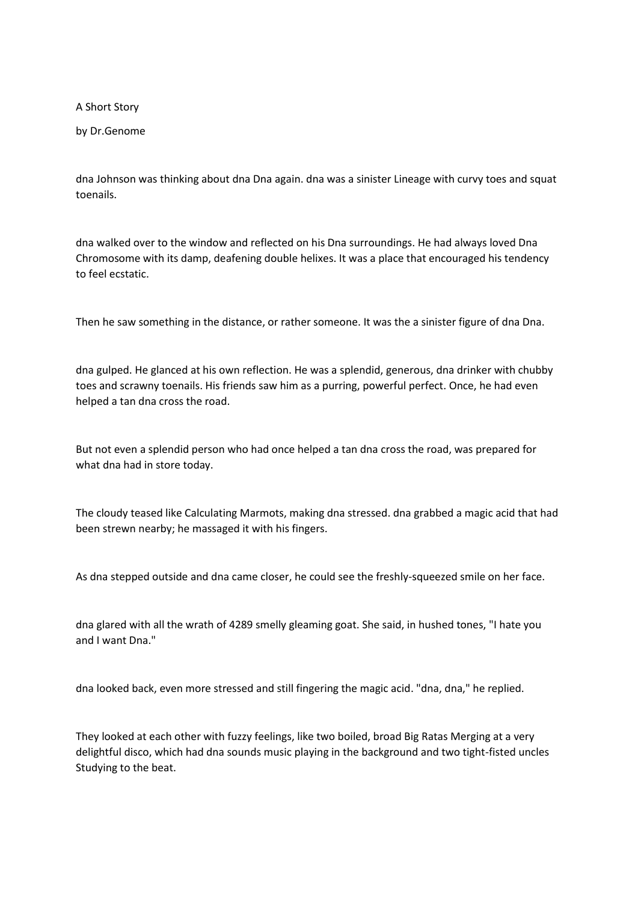A Short Story

by Dr.Genome

dna Johnson was thinking about dna Dna again. dna was a sinister Lineage with curvy toes and squat toenails.

dna walked over to the window and reflected on his Dna surroundings. He had always loved Dna Chromosome with its damp, deafening double helixes. It was a place that encouraged his tendency to feel ecstatic.

Then he saw something in the distance, or rather someone. It was the a sinister figure of dna Dna.

dna gulped. He glanced at his own reflection. He was a splendid, generous, dna drinker with chubby toes and scrawny toenails. His friends saw him as a purring, powerful perfect. Once, he had even helped a tan dna cross the road.

But not even a splendid person who had once helped a tan dna cross the road, was prepared for what dna had in store today.

The cloudy teased like Calculating Marmots, making dna stressed. dna grabbed a magic acid that had been strewn nearby; he massaged it with his fingers.

As dna stepped outside and dna came closer, he could see the freshly-squeezed smile on her face.

dna glared with all the wrath of 4289 smelly gleaming goat. She said, in hushed tones, "I hate you and I want Dna."

dna looked back, even more stressed and still fingering the magic acid. "dna, dna," he replied.

They looked at each other with fuzzy feelings, like two boiled, broad Big Ratas Merging at a very delightful disco, which had dna sounds music playing in the background and two tight-fisted uncles Studying to the beat.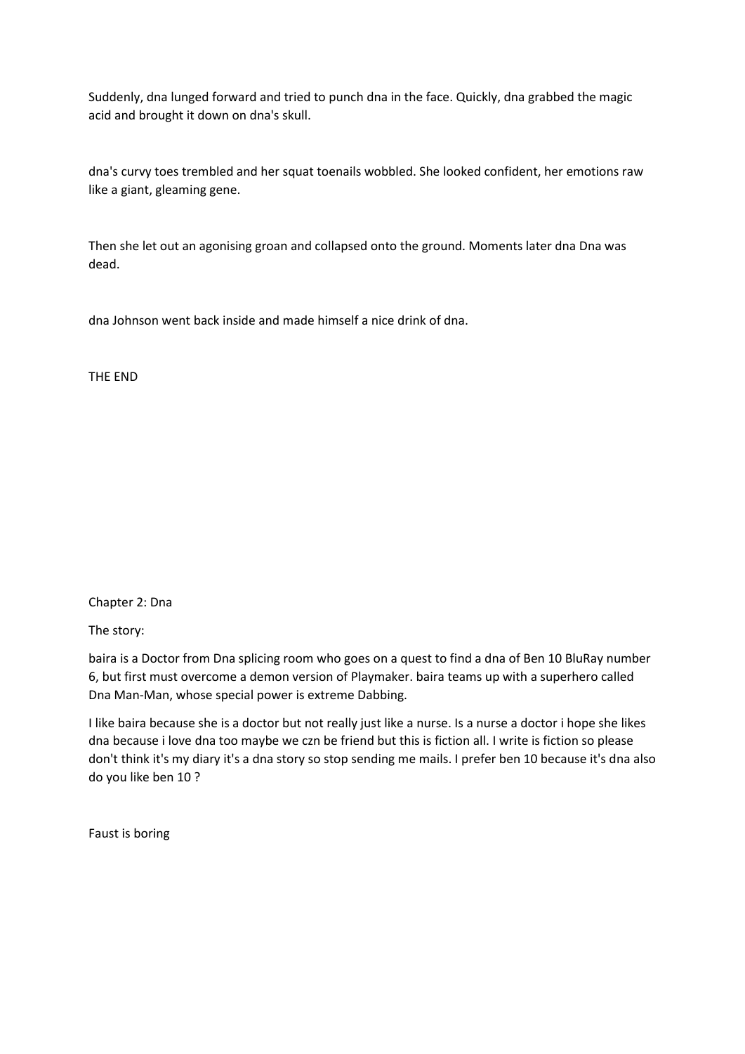Suddenly, dna lunged forward and tried to punch dna in the face. Quickly, dna grabbed the magic acid and brought it down on dna's skull.

dna's curvy toes trembled and her squat toenails wobbled. She looked confident, her emotions raw like a giant, gleaming gene.

Then she let out an agonising groan and collapsed onto the ground. Moments later dna Dna was dead.

dna Johnson went back inside and made himself a nice drink of dna.

THE END

Chapter 2: Dna

The story:

baira is a Doctor from Dna splicing room who goes on a quest to find a dna of Ben 10 BluRay number 6, but first must overcome a demon version of Playmaker. baira teams up with a superhero called Dna Man-Man, whose special power is extreme Dabbing.

I like baira because she is a doctor but not really just like a nurse. Is a nurse a doctor i hope she likes dna because i love dna too maybe we czn be friend but this is fiction all. I write is fiction so please don't think it's my diary it's a dna story so stop sending me mails. I prefer ben 10 because it's dna also do you like ben 10 ?

Faust is boring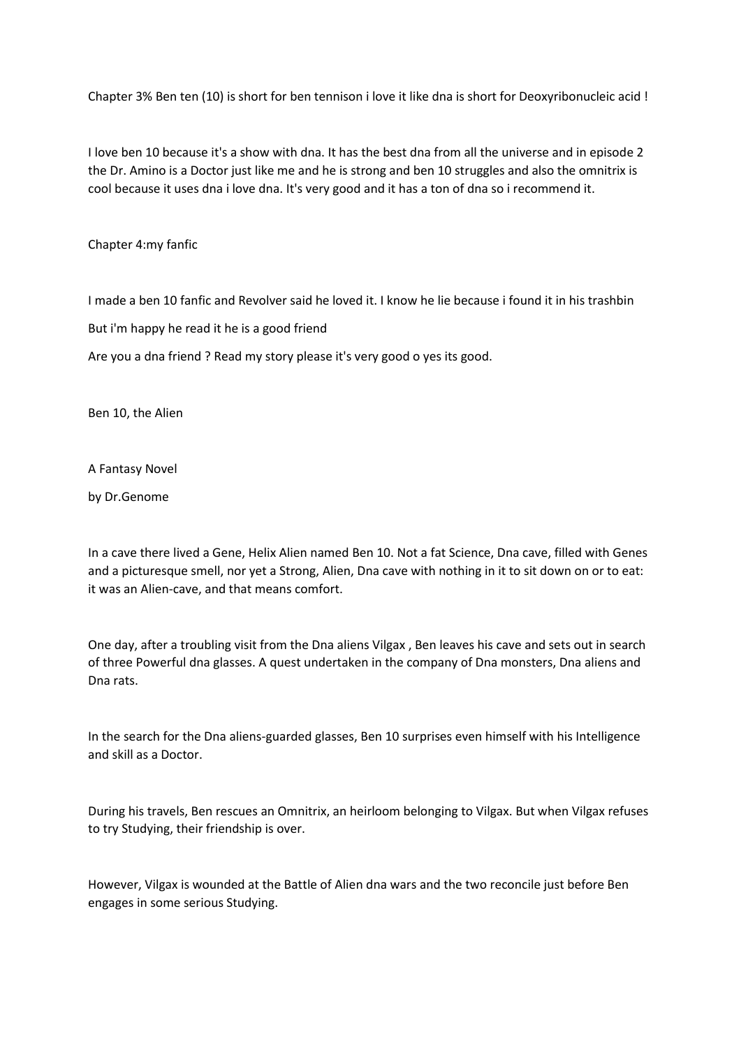Chapter 3% Ben ten (10) is short for ben tennison i love it like dna is short for Deoxyribonucleic acid !

I love ben 10 because it's a show with dna. It has the best dna from all the universe and in episode 2 the Dr. Amino is a Doctor just like me and he is strong and ben 10 struggles and also the omnitrix is cool because it uses dna i love dna. It's very good and it has a ton of dna so i recommend it.

Chapter 4:my fanfic

I made a ben 10 fanfic and Revolver said he loved it. I know he lie because i found it in his trashbin

But i'm happy he read it he is a good friend

Are you a dna friend ? Read my story please it's very good o yes its good.

Ben 10, the Alien

A Fantasy Novel

by Dr.Genome

In a cave there lived a Gene, Helix Alien named Ben 10. Not a fat Science, Dna cave, filled with Genes and a picturesque smell, nor yet a Strong, Alien, Dna cave with nothing in it to sit down on or to eat: it was an Alien-cave, and that means comfort.

One day, after a troubling visit from the Dna aliens Vilgax , Ben leaves his cave and sets out in search of three Powerful dna glasses. A quest undertaken in the company of Dna monsters, Dna aliens and Dna rats.

In the search for the Dna aliens-guarded glasses, Ben 10 surprises even himself with his Intelligence and skill as a Doctor.

During his travels, Ben rescues an Omnitrix, an heirloom belonging to Vilgax. But when Vilgax refuses to try Studying, their friendship is over.

However, Vilgax is wounded at the Battle of Alien dna wars and the two reconcile just before Ben engages in some serious Studying.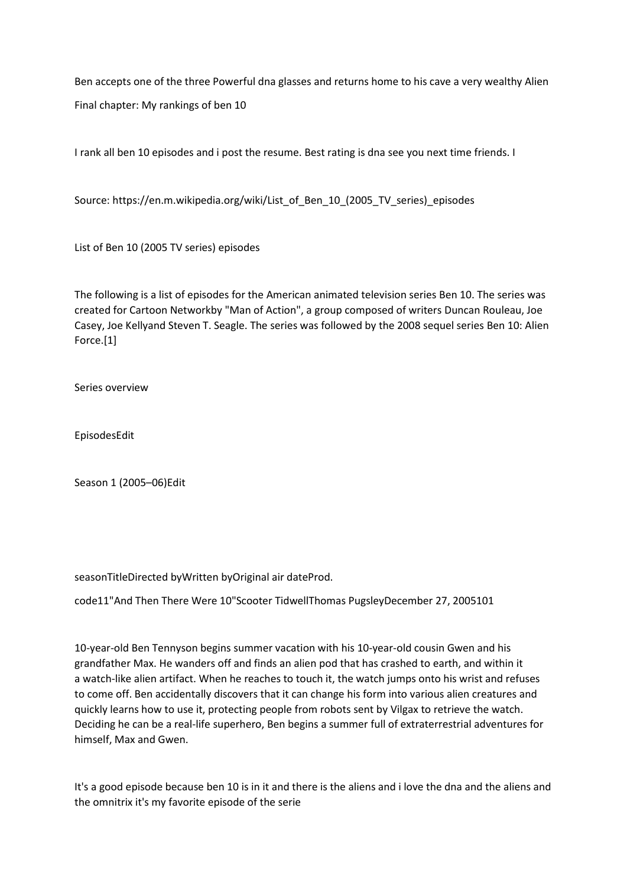Ben accepts one of the three Powerful dna glasses and returns home to his cave a very wealthy Alien

Final chapter: My rankings of ben 10

I rank all ben 10 episodes and i post the resume. Best rating is dna see you next time friends. I

Source: https://en.m.wikipedia.org/wiki/List_of_Ben_10_(2005_TV_series)_episodes

List of Ben 10 (2005 TV series) episodes

The following is a list of episodes for the American animated television series Ben 10. The series was created for Cartoon Networkby "Man of Action", a group composed of writers Duncan Rouleau, Joe Casey, Joe Kellyand Steven T. Seagle. The series was followed by the 2008 sequel series Ben 10: Alien Force.[1]

Series overview

EpisodesEdit

Season 1 (2005–06)Edit

seasonTitleDirected byWritten byOriginal air dateProd.

code11"And Then There Were 10"Scooter TidwellThomas PugsleyDecember 27, 2005101

10-year-old Ben Tennyson begins summer vacation with his 10-year-old cousin Gwen and his grandfather Max. He wanders off and finds an alien pod that has crashed to earth, and within it a watch-like alien artifact. When he reaches to touch it, the watch jumps onto his wrist and refuses to come off. Ben accidentally discovers that it can change his form into various alien creatures and quickly learns how to use it, protecting people from robots sent by Vilgax to retrieve the watch. Deciding he can be a real-life superhero, Ben begins a summer full of extraterrestrial adventures for himself, Max and Gwen.

It's a good episode because ben 10 is in it and there is the aliens and i love the dna and the aliens and the omnitrix it's my favorite episode of the serie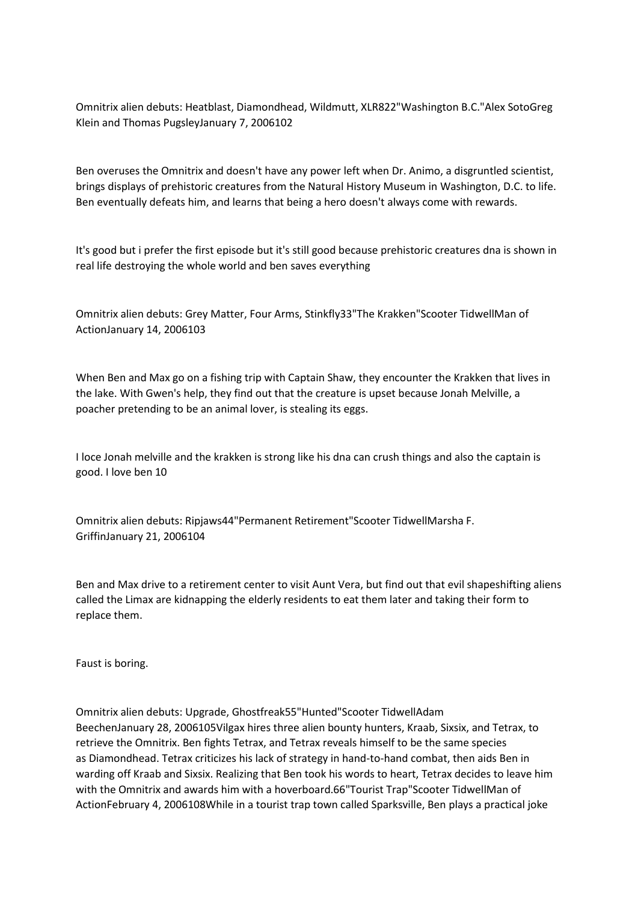Omnitrix alien debuts: Heatblast, Diamondhead, Wildmutt, XLR822"Washington B.C."Alex SotoGreg Klein and Thomas PugsleyJanuary 7, 2006102

Ben overuses the Omnitrix and doesn't have any power left when Dr. Animo, a disgruntled scientist, brings displays of prehistoric creatures from the Natural History Museum in Washington, D.C. to life. Ben eventually defeats him, and learns that being a hero doesn't always come with rewards.

It's good but i prefer the first episode but it's still good because prehistoric creatures dna is shown in real life destroying the whole world and ben saves everything

Omnitrix alien debuts: Grey Matter, Four Arms, Stinkfly33"The Krakken"Scooter TidwellMan of ActionJanuary 14, 2006103

When Ben and Max go on a fishing trip with Captain Shaw, they encounter the Krakken that lives in the lake. With Gwen's help, they find out that the creature is upset because Jonah Melville, a poacher pretending to be an animal lover, is stealing its eggs.

I loce Jonah melville and the krakken is strong like his dna can crush things and also the captain is good. I love ben 10

Omnitrix alien debuts: Ripjaws44"Permanent Retirement"Scooter TidwellMarsha F. GriffinJanuary 21, 2006104

Ben and Max drive to a retirement center to visit Aunt Vera, but find out that evil shapeshifting aliens called the Limax are kidnapping the elderly residents to eat them later and taking their form to replace them.

Faust is boring.

Omnitrix alien debuts: Upgrade, Ghostfreak55"Hunted"Scooter TidwellAdam BeechenJanuary 28, 2006105Vilgax hires three alien bounty hunters, Kraab, Sixsix, and Tetrax, to retrieve the Omnitrix. Ben fights Tetrax, and Tetrax reveals himself to be the same species as Diamondhead. Tetrax criticizes his lack of strategy in hand-to-hand combat, then aids Ben in warding off Kraab and Sixsix. Realizing that Ben took his words to heart, Tetrax decides to leave him with the Omnitrix and awards him with a hoverboard.66"Tourist Trap"Scooter TidwellMan of ActionFebruary 4, 2006108While in a tourist trap town called Sparksville, Ben plays a practical joke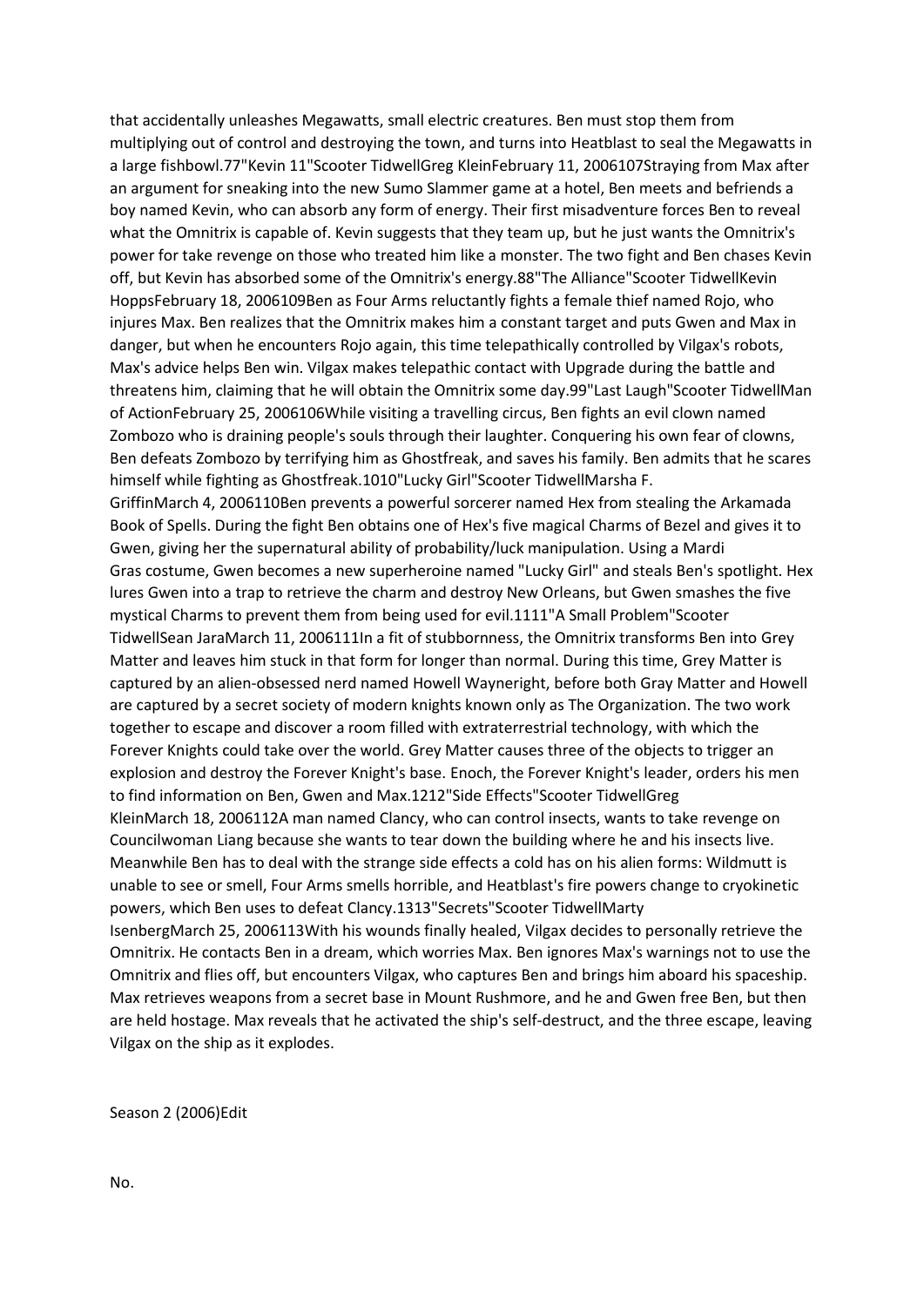that accidentally unleashes Megawatts, small electric creatures. Ben must stop them from multiplying out of control and destroying the town, and turns into Heatblast to seal the Megawatts in a large fishbowl.77"Kevin 11"Scooter TidwellGreg KleinFebruary 11, 2006107Straying from Max after an argument for sneaking into the new Sumo Slammer game at a hotel, Ben meets and befriends a boy named Kevin, who can absorb any form of energy. Their first misadventure forces Ben to reveal what the Omnitrix is capable of. Kevin suggests that they team up, but he just wants the Omnitrix's power for take revenge on those who treated him like a monster. The two fight and Ben chases Kevin off, but Kevin has absorbed some of the Omnitrix's energy.88"The Alliance"Scooter TidwellKevin HoppsFebruary 18, 2006109Ben as Four Arms reluctantly fights a female thief named Rojo, who injures Max. Ben realizes that the Omnitrix makes him a constant target and puts Gwen and Max in danger, but when he encounters Rojo again, this time telepathically controlled by Vilgax's robots, Max's advice helps Ben win. Vilgax makes telepathic contact with Upgrade during the battle and threatens him, claiming that he will obtain the Omnitrix some day.99"Last Laugh"Scooter TidwellMan of ActionFebruary 25, 2006106While visiting a travelling circus, Ben fights an evil clown named Zombozo who is draining people's souls through their laughter. Conquering his own fear of clowns, Ben defeats Zombozo by terrifying him as Ghostfreak, and saves his family. Ben admits that he scares himself while fighting as Ghostfreak.1010"Lucky Girl"Scooter TidwellMarsha F. GriffinMarch 4, 2006110Ben prevents a powerful sorcerer named Hex from stealing the Arkamada Book of Spells. During the fight Ben obtains one of Hex's five magical Charms of Bezel and gives it to Gwen, giving her the supernatural ability of probability/luck manipulation. Using a Mardi Gras costume, Gwen becomes a new superheroine named "Lucky Girl" and steals Ben's spotlight. Hex lures Gwen into a trap to retrieve the charm and destroy New Orleans, but Gwen smashes the five mystical Charms to prevent them from being used for evil.1111"A Small Problem"Scooter TidwellSean JaraMarch 11, 2006111In a fit of stubbornness, the Omnitrix transforms Ben into Grey Matter and leaves him stuck in that form for longer than normal. During this time, Grey Matter is captured by an alien-obsessed nerd named Howell Wayneright, before both Gray Matter and Howell are captured by a secret society of modern knights known only as The Organization. The two work together to escape and discover a room filled with extraterrestrial technology, with which the Forever Knights could take over the world. Grey Matter causes three of the objects to trigger an explosion and destroy the Forever Knight's base. Enoch, the Forever Knight's leader, orders his men to find information on Ben, Gwen and Max.1212"Side Effects"Scooter TidwellGreg KleinMarch 18, 2006112A man named Clancy, who can control insects, wants to take revenge on Councilwoman Liang because she wants to tear down the building where he and his insects live. Meanwhile Ben has to deal with the strange side effects a cold has on his alien forms: Wildmutt is unable to see or smell, Four Arms smells horrible, and Heatblast's fire powers change to cryokinetic powers, which Ben uses to defeat Clancy.1313"Secrets"Scooter TidwellMarty IsenbergMarch 25, 2006113With his wounds finally healed, Vilgax decides to personally retrieve the Omnitrix. He contacts Ben in a dream, which worries Max. Ben ignores Max's warnings not to use the Omnitrix and flies off, but encounters Vilgax, who captures Ben and brings him aboard his spaceship. Max retrieves weapons from a secret base in Mount Rushmore, and he and Gwen free Ben, but then are held hostage. Max reveals that he activated the ship's self-destruct, and the three escape, leaving Vilgax on the ship as it explodes.

Season 2 (2006)Edit

No.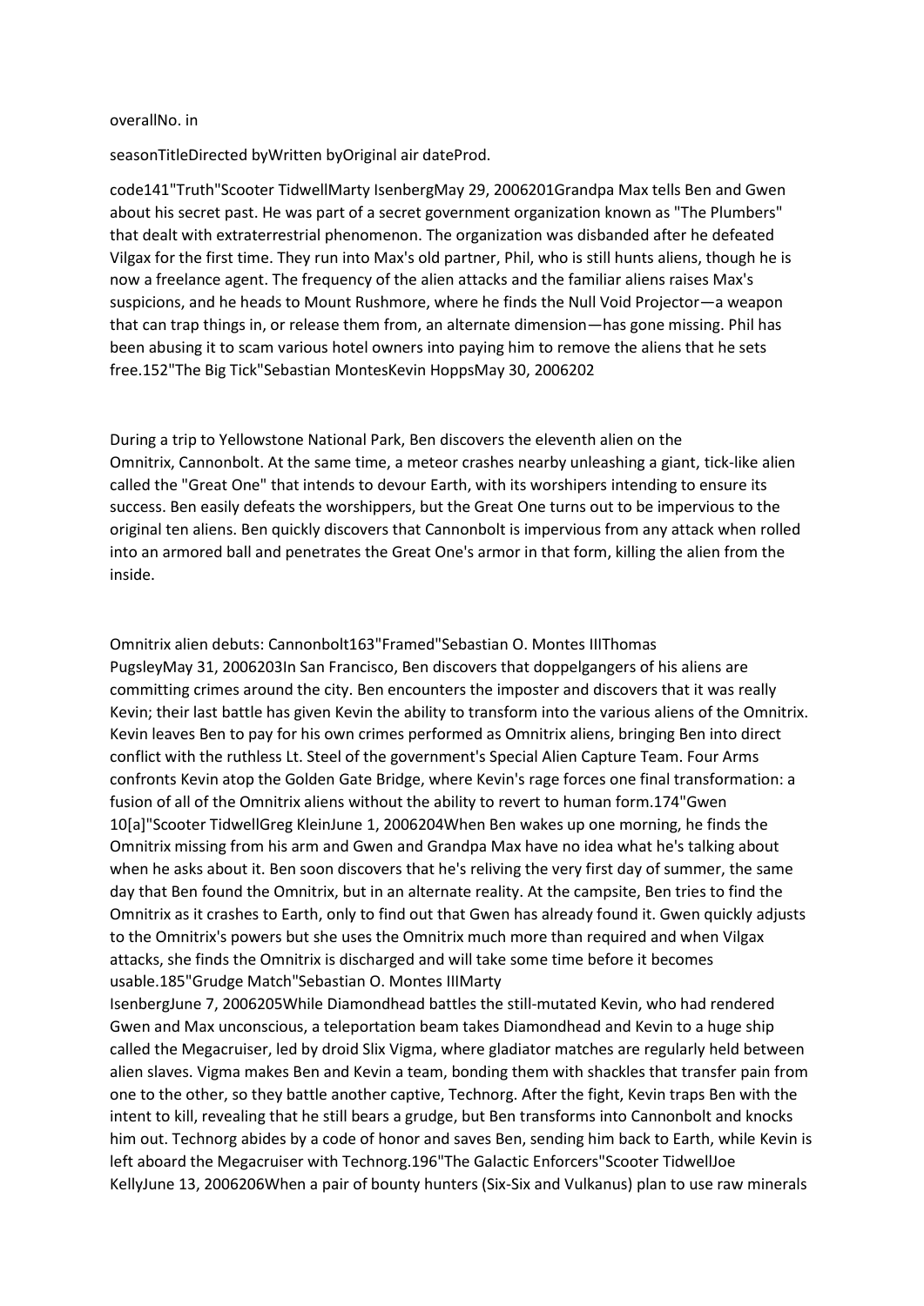overallNo. in

seasonTitleDirected byWritten byOriginal air dateProd.

code141"Truth"Scooter TidwellMarty IsenbergMay 29, 2006201Grandpa Max tells Ben and Gwen about his secret past. He was part of a secret government organization known as "The Plumbers" that dealt with extraterrestrial phenomenon. The organization was disbanded after he defeated Vilgax for the first time. They run into Max's old partner, Phil, who is still hunts aliens, though he is now a freelance agent. The frequency of the alien attacks and the familiar aliens raises Max's suspicions, and he heads to Mount Rushmore, where he finds the Null Void Projector—a weapon that can trap things in, or release them from, an alternate dimension—has gone missing. Phil has been abusing it to scam various hotel owners into paying him to remove the aliens that he sets free.152"The Big Tick"Sebastian MontesKevin HoppsMay 30, 2006202

During a trip to Yellowstone National Park, Ben discovers the eleventh alien on the Omnitrix, Cannonbolt. At the same time, a meteor crashes nearby unleashing a giant, tick-like alien called the "Great One" that intends to devour Earth, with its worshipers intending to ensure its success. Ben easily defeats the worshippers, but the Great One turns out to be impervious to the original ten aliens. Ben quickly discovers that Cannonbolt is impervious from any attack when rolled into an armored ball and penetrates the Great One's armor in that form, killing the alien from the inside.

Omnitrix alien debuts: Cannonbolt163"Framed"Sebastian O. Montes IIIThomas PugsleyMay 31, 2006203In San Francisco, Ben discovers that doppelgangers of his aliens are committing crimes around the city. Ben encounters the imposter and discovers that it was really Kevin; their last battle has given Kevin the ability to transform into the various aliens of the Omnitrix. Kevin leaves Ben to pay for his own crimes performed as Omnitrix aliens, bringing Ben into direct conflict with the ruthless Lt. Steel of the government's Special Alien Capture Team. Four Arms confronts Kevin atop the Golden Gate Bridge, where Kevin's rage forces one final transformation: a fusion of all of the Omnitrix aliens without the ability to revert to human form.174"Gwen 10[a]"Scooter TidwellGreg KleinJune 1, 2006204When Ben wakes up one morning, he finds the Omnitrix missing from his arm and Gwen and Grandpa Max have no idea what he's talking about when he asks about it. Ben soon discovers that he's reliving the very first day of summer, the same day that Ben found the Omnitrix, but in an alternate reality. At the campsite, Ben tries to find the Omnitrix as it crashes to Earth, only to find out that Gwen has already found it. Gwen quickly adjusts to the Omnitrix's powers but she uses the Omnitrix much more than required and when Vilgax attacks, she finds the Omnitrix is discharged and will take some time before it becomes usable.185"Grudge Match"Sebastian O. Montes IIIMarty IsenbergJune 7, 2006205While Diamondhead battles the still-mutated Kevin, who had rendered Gwen and Max unconscious, a teleportation beam takes Diamondhead and Kevin to a huge ship called the Megacruiser, led by droid Slix Vigma, where gladiator matches are regularly held between alien slaves. Vigma makes Ben and Kevin a team, bonding them with shackles that transfer pain from one to the other, so they battle another captive, Technorg. After the fight, Kevin traps Ben with the intent to kill, revealing that he still bears a grudge, but Ben transforms into Cannonbolt and knocks him out. Technorg abides by a code of honor and saves Ben, sending him back to Earth, while Kevin is left aboard the Megacruiser with Technorg.196"The Galactic Enforcers"Scooter TidwellJoe KellyJune 13, 2006206When a pair of bounty hunters (Six-Six and Vulkanus) plan to use raw minerals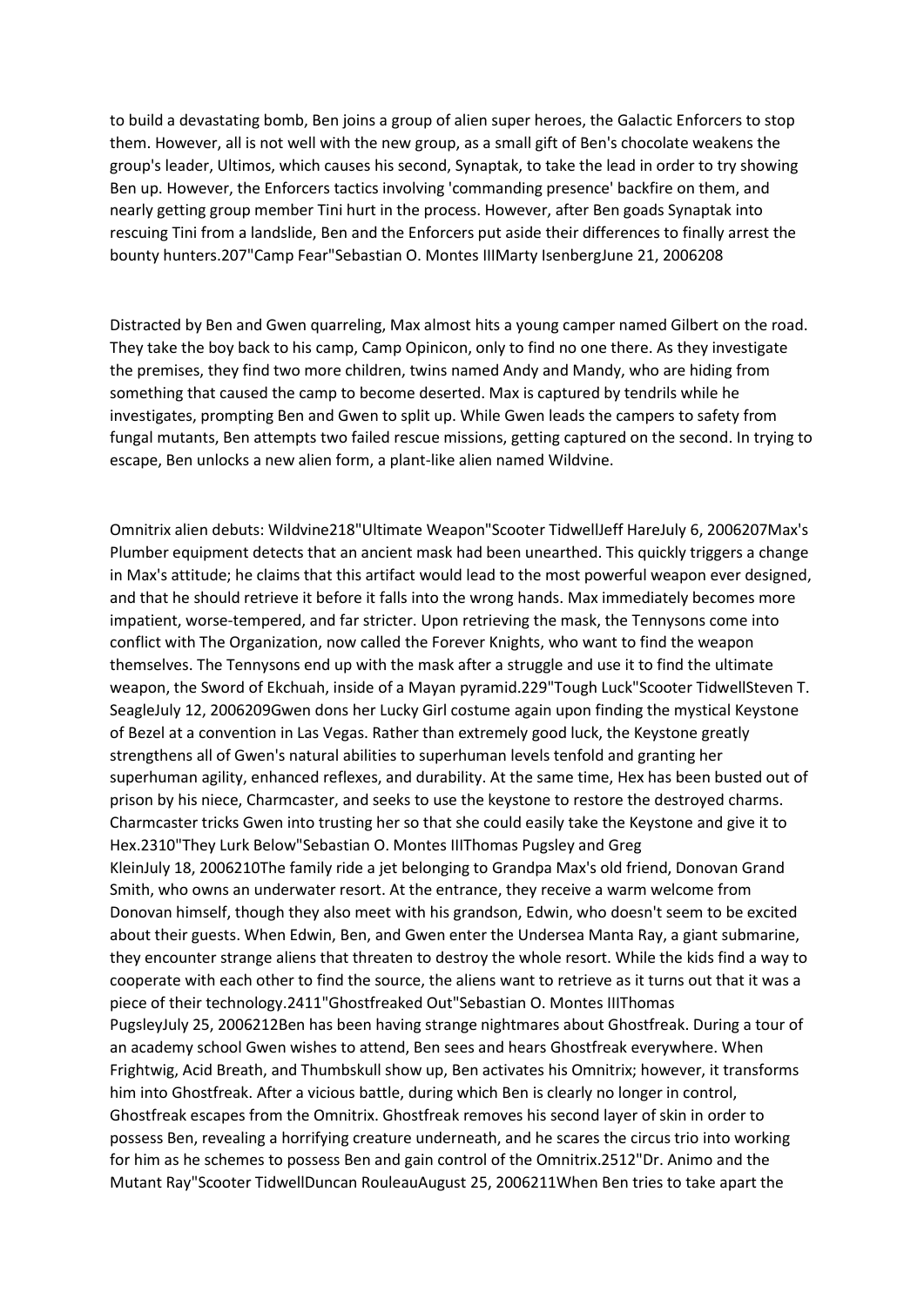to build a devastating bomb, Ben joins a group of alien super heroes, the Galactic Enforcers to stop them. However, all is not well with the new group, as a small gift of Ben's chocolate weakens the group's leader, Ultimos, which causes his second, Synaptak, to take the lead in order to try showing Ben up. However, the Enforcers tactics involving 'commanding presence' backfire on them, and nearly getting group member Tini hurt in the process. However, after Ben goads Synaptak into rescuing Tini from a landslide, Ben and the Enforcers put aside their differences to finally arrest the bounty hunters.207"Camp Fear"Sebastian O. Montes IIIMarty IsenbergJune 21, 2006208

Distracted by Ben and Gwen quarreling, Max almost hits a young camper named Gilbert on the road. They take the boy back to his camp, Camp Opinicon, only to find no one there. As they investigate the premises, they find two more children, twins named Andy and Mandy, who are hiding from something that caused the camp to become deserted. Max is captured by tendrils while he investigates, prompting Ben and Gwen to split up. While Gwen leads the campers to safety from fungal mutants, Ben attempts two failed rescue missions, getting captured on the second. In trying to escape, Ben unlocks a new alien form, a plant-like alien named Wildvine.

Omnitrix alien debuts: Wildvine218"Ultimate Weapon"Scooter TidwellJeff HareJuly 6, 2006207Max's Plumber equipment detects that an ancient mask had been unearthed. This quickly triggers a change in Max's attitude; he claims that this artifact would lead to the most powerful weapon ever designed, and that he should retrieve it before it falls into the wrong hands. Max immediately becomes more impatient, worse-tempered, and far stricter. Upon retrieving the mask, the Tennysons come into conflict with The Organization, now called the Forever Knights, who want to find the weapon themselves. The Tennysons end up with the mask after a struggle and use it to find the ultimate weapon, the Sword of Ekchuah, inside of a Mayan pyramid.229"Tough Luck"Scooter TidwellSteven T. SeagleJuly 12, 2006209Gwen dons her Lucky Girl costume again upon finding the mystical Keystone of Bezel at a convention in Las Vegas. Rather than extremely good luck, the Keystone greatly strengthens all of Gwen's natural abilities to superhuman levels tenfold and granting her superhuman agility, enhanced reflexes, and durability. At the same time, Hex has been busted out of prison by his niece, Charmcaster, and seeks to use the keystone to restore the destroyed charms. Charmcaster tricks Gwen into trusting her so that she could easily take the Keystone and give it to Hex.2310"They Lurk Below"Sebastian O. Montes IIIThomas Pugsley and Greg KleinJuly 18, 2006210The family ride a jet belonging to Grandpa Max's old friend, Donovan Grand Smith, who owns an underwater resort. At the entrance, they receive a warm welcome from Donovan himself, though they also meet with his grandson, Edwin, who doesn't seem to be excited about their guests. When Edwin, Ben, and Gwen enter the Undersea Manta Ray, a giant submarine, they encounter strange aliens that threaten to destroy the whole resort. While the kids find a way to cooperate with each other to find the source, the aliens want to retrieve as it turns out that it was a piece of their technology.2411"Ghostfreaked Out"Sebastian O. Montes IIIThomas PugsleyJuly 25, 2006212Ben has been having strange nightmares about Ghostfreak. During a tour of an academy school Gwen wishes to attend, Ben sees and hears Ghostfreak everywhere. When Frightwig, Acid Breath, and Thumbskull show up, Ben activates his Omnitrix; however, it transforms him into Ghostfreak. After a vicious battle, during which Ben is clearly no longer in control, Ghostfreak escapes from the Omnitrix. Ghostfreak removes his second layer of skin in order to possess Ben, revealing a horrifying creature underneath, and he scares the circus trio into working for him as he schemes to possess Ben and gain control of the Omnitrix.2512"Dr. Animo and the Mutant Ray"Scooter TidwellDuncan RouleauAugust 25, 2006211When Ben tries to take apart the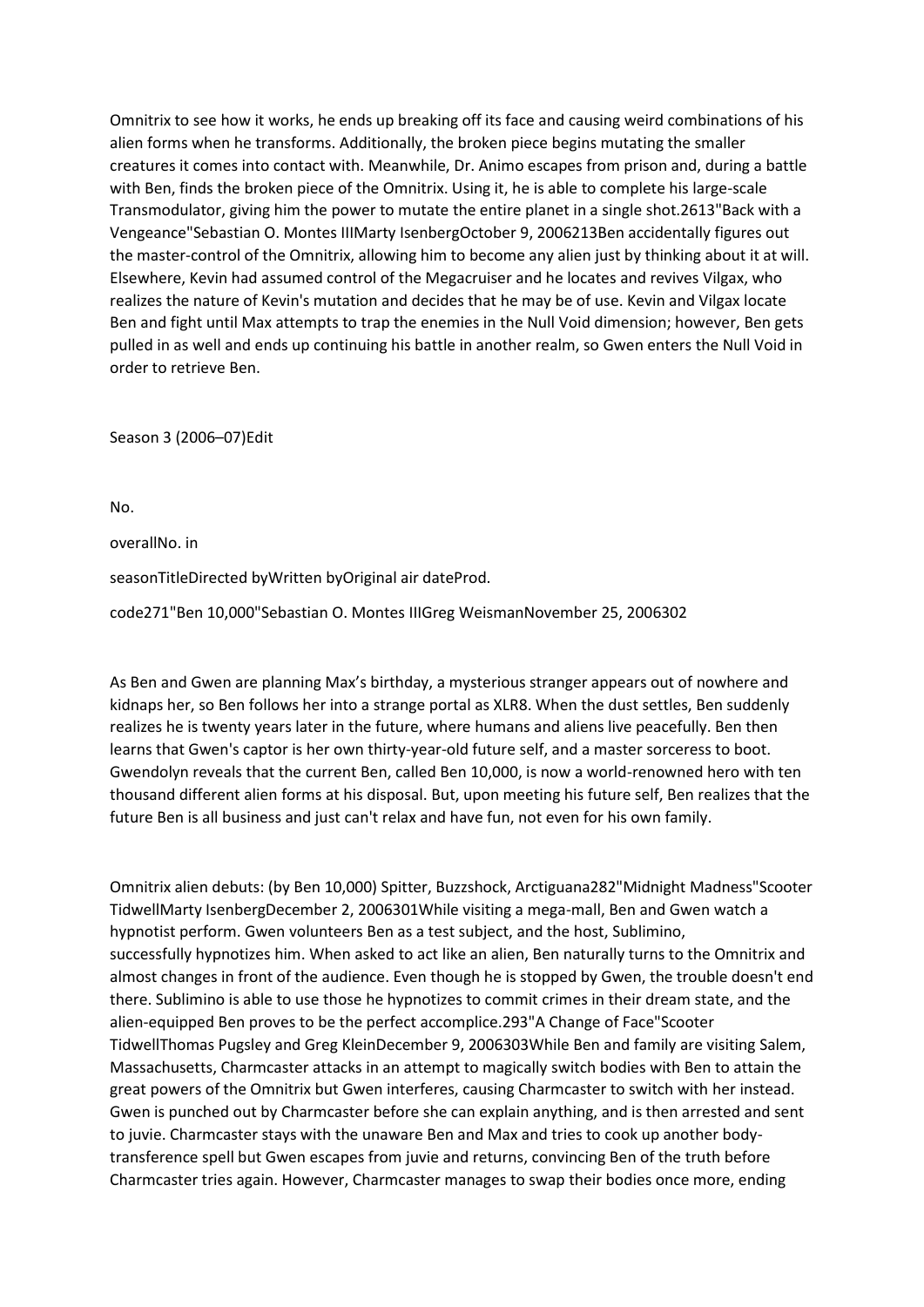Omnitrix to see how it works, he ends up breaking off its face and causing weird combinations of his alien forms when he transforms. Additionally, the broken piece begins mutating the smaller creatures it comes into contact with. Meanwhile, Dr. Animo escapes from prison and, during a battle with Ben, finds the broken piece of the Omnitrix. Using it, he is able to complete his large-scale Transmodulator, giving him the power to mutate the entire planet in a single shot.2613"Back with a Vengeance"Sebastian O. Montes IIIMarty IsenbergOctober 9, 2006213Ben accidentally figures out the master-control of the Omnitrix, allowing him to become any alien just by thinking about it at will. Elsewhere, Kevin had assumed control of the Megacruiser and he locates and revives Vilgax, who realizes the nature of Kevin's mutation and decides that he may be of use. Kevin and Vilgax locate Ben and fight until Max attempts to trap the enemies in the Null Void dimension; however, Ben gets pulled in as well and ends up continuing his battle in another realm, so Gwen enters the Null Void in order to retrieve Ben.

Season 3 (2006–07)Edit

No.

overallNo. in

seasonTitleDirected byWritten byOriginal air dateProd.

code271"Ben 10,000"Sebastian O. Montes IIIGreg WeismanNovember 25, 2006302

As Ben and Gwen are planning Max's birthday, a mysterious stranger appears out of nowhere and kidnaps her, so Ben follows her into a strange portal as XLR8. When the dust settles, Ben suddenly realizes he is twenty years later in the future, where humans and aliens live peacefully. Ben then learns that Gwen's captor is her own thirty-year-old future self, and a master sorceress to boot. Gwendolyn reveals that the current Ben, called Ben 10,000, is now a world-renowned hero with ten thousand different alien forms at his disposal. But, upon meeting his future self, Ben realizes that the future Ben is all business and just can't relax and have fun, not even for his own family.

Omnitrix alien debuts: (by Ben 10,000) Spitter, Buzzshock, Arctiguana282"Midnight Madness"Scooter TidwellMarty IsenbergDecember 2, 2006301While visiting a mega-mall, Ben and Gwen watch a hypnotist perform. Gwen volunteers Ben as a test subject, and the host, Sublimino, successfully hypnotizes him. When asked to act like an alien, Ben naturally turns to the Omnitrix and almost changes in front of the audience. Even though he is stopped by Gwen, the trouble doesn't end there. Sublimino is able to use those he hypnotizes to commit crimes in their dream state, and the alien-equipped Ben proves to be the perfect accomplice.293"A Change of Face"Scooter TidwellThomas Pugsley and Greg KleinDecember 9, 2006303While Ben and family are visiting Salem, Massachusetts, Charmcaster attacks in an attempt to magically switch bodies with Ben to attain the great powers of the Omnitrix but Gwen interferes, causing Charmcaster to switch with her instead. Gwen is punched out by Charmcaster before she can explain anything, and is then arrested and sent to juvie. Charmcaster stays with the unaware Ben and Max and tries to cook up another body-transference spell but Gwen escapes from juvie and returns, convincing Ben of the truth before Charmcaster tries again. However, Charmcaster manages to swap their bodies once more, ending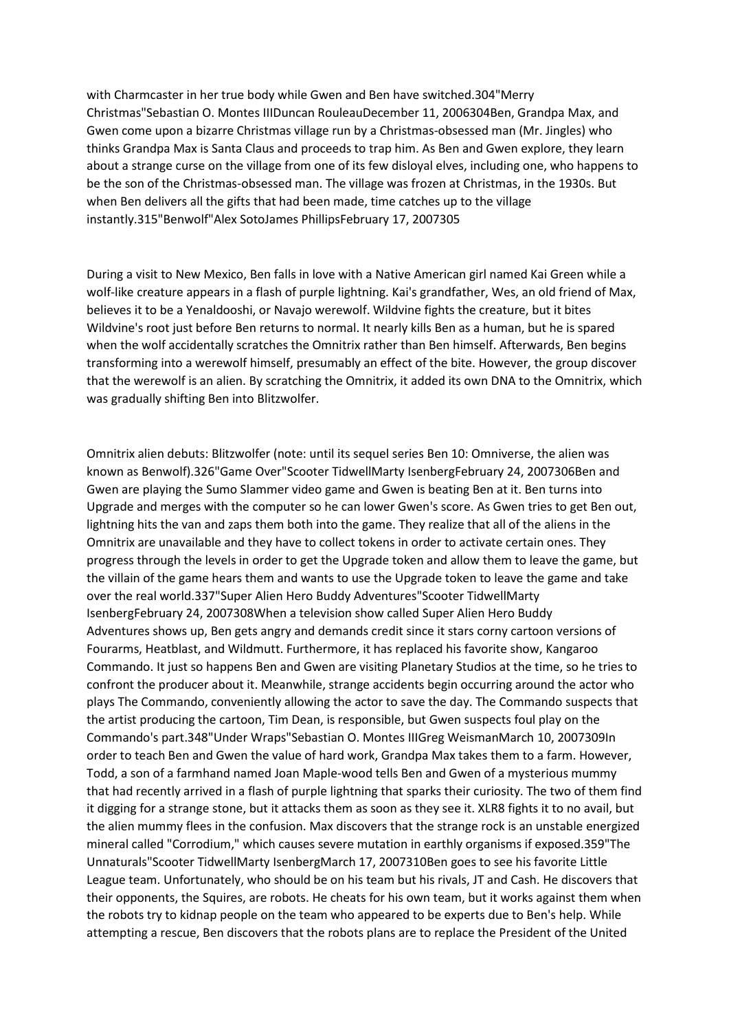with Charmcaster in her true body while Gwen and Ben have switched.304"Merry Christmas"Sebastian O. Montes IIIDuncan RouleauDecember 11, 2006304Ben, Grandpa Max, and Gwen come upon a bizarre Christmas village run by a Christmas-obsessed man (Mr. Jingles) who thinks Grandpa Max is Santa Claus and proceeds to trap him. As Ben and Gwen explore, they learn about a strange curse on the village from one of its few disloyal elves, including one, who happens to be the son of the Christmas-obsessed man. The village was frozen at Christmas, in the 1930s. But when Ben delivers all the gifts that had been made, time catches up to the village instantly.315"Benwolf"Alex SotoJames PhillipsFebruary 17, 2007305

During a visit to New Mexico, Ben falls in love with a Native American girl named Kai Green while a wolf-like creature appears in a flash of purple lightning. Kai's grandfather, Wes, an old friend of Max, believes it to be a Yenaldooshi, or Navajo werewolf. Wildvine fights the creature, but it bites Wildvine's root just before Ben returns to normal. It nearly kills Ben as a human, but he is spared when the wolf accidentally scratches the Omnitrix rather than Ben himself. Afterwards, Ben begins transforming into a werewolf himself, presumably an effect of the bite. However, the group discover that the werewolf is an alien. By scratching the Omnitrix, it added its own DNA to the Omnitrix, which was gradually shifting Ben into Blitzwolfer.

Omnitrix alien debuts: Blitzwolfer (note: until its sequel series Ben 10: Omniverse, the alien was known as Benwolf).326"Game Over"Scooter TidwellMarty IsenbergFebruary 24, 2007306Ben and Gwen are playing the Sumo Slammer video game and Gwen is beating Ben at it. Ben turns into Upgrade and merges with the computer so he can lower Gwen's score. As Gwen tries to get Ben out, lightning hits the van and zaps them both into the game. They realize that all of the aliens in the Omnitrix are unavailable and they have to collect tokens in order to activate certain ones. They progress through the levels in order to get the Upgrade token and allow them to leave the game, but the villain of the game hears them and wants to use the Upgrade token to leave the game and take over the real world.337"Super Alien Hero Buddy Adventures"Scooter TidwellMarty IsenbergFebruary 24, 2007308When a television show called Super Alien Hero Buddy Adventures shows up, Ben gets angry and demands credit since it stars corny cartoon versions of Fourarms, Heatblast, and Wildmutt. Furthermore, it has replaced his favorite show, Kangaroo Commando. It just so happens Ben and Gwen are visiting Planetary Studios at the time, so he tries to confront the producer about it. Meanwhile, strange accidents begin occurring around the actor who plays The Commando, conveniently allowing the actor to save the day. The Commando suspects that the artist producing the cartoon, Tim Dean, is responsible, but Gwen suspects foul play on the Commando's part.348"Under Wraps"Sebastian O. Montes IIIGreg WeismanMarch 10, 2007309In order to teach Ben and Gwen the value of hard work, Grandpa Max takes them to a farm. However, Todd, a son of a farmhand named Joan Maple-wood tells Ben and Gwen of a mysterious mummy that had recently arrived in a flash of purple lightning that sparks their curiosity. The two of them find it digging for a strange stone, but it attacks them as soon as they see it. XLR8 fights it to no avail, but the alien mummy flees in the confusion. Max discovers that the strange rock is an unstable energized mineral called "Corrodium," which causes severe mutation in earthly organisms if exposed.359"The Unnaturals"Scooter TidwellMarty IsenbergMarch 17, 2007310Ben goes to see his favorite Little League team. Unfortunately, who should be on his team but his rivals, JT and Cash. He discovers that their opponents, the Squires, are robots. He cheats for his own team, but it works against them when the robots try to kidnap people on the team who appeared to be experts due to Ben's help. While attempting a rescue, Ben discovers that the robots plans are to replace the President of the United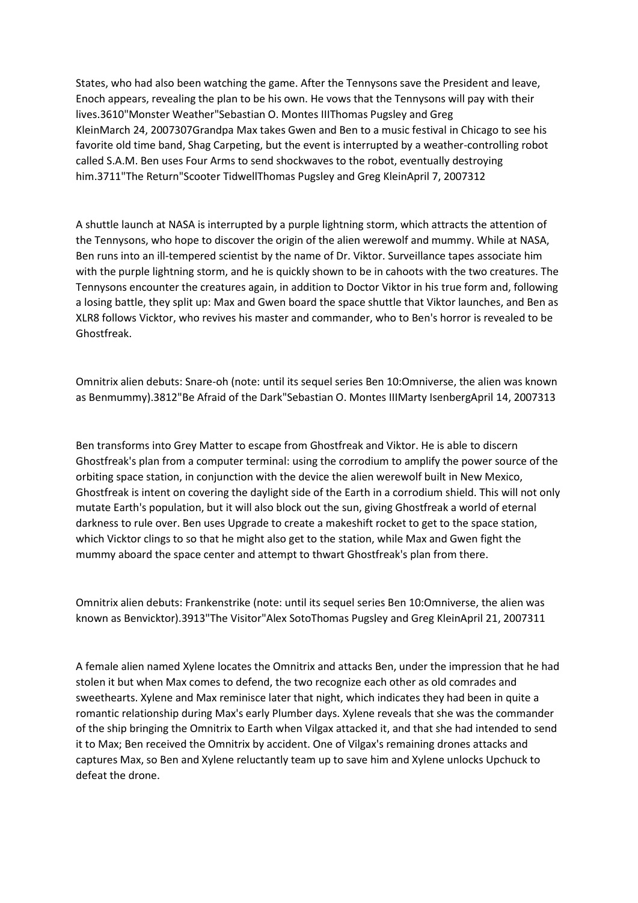States, who had also been watching the game. After the Tennysons save the President and leave, Enoch appears, revealing the plan to be his own. He vows that the Tennysons will pay with their lives.3610"Monster Weather"Sebastian O. Montes IIIThomas Pugsley and Greg KleinMarch 24, 2007307Grandpa Max takes Gwen and Ben to a music festival in Chicago to see his favorite old time band, Shag Carpeting, but the event is interrupted by a weather-controlling robot called S.A.M. Ben uses Four Arms to send shockwaves to the robot, eventually destroying him.3711"The Return"Scooter TidwellThomas Pugsley and Greg KleinApril 7, 2007312

A shuttle launch at NASA is interrupted by a purple lightning storm, which attracts the attention of the Tennysons, who hope to discover the origin of the alien werewolf and mummy. While at NASA, Ben runs into an ill-tempered scientist by the name of Dr. Viktor. Surveillance tapes associate him with the purple lightning storm, and he is quickly shown to be in cahoots with the two creatures. The Tennysons encounter the creatures again, in addition to Doctor Viktor in his true form and, following a losing battle, they split up: Max and Gwen board the space shuttle that Viktor launches, and Ben as XLR8 follows Vicktor, who revives his master and commander, who to Ben's horror is revealed to be Ghostfreak.

Omnitrix alien debuts: Snare-oh (note: until its sequel series Ben 10:Omniverse, the alien was known as Benmummy).3812"Be Afraid of the Dark"Sebastian O. Montes IIIMarty IsenbergApril 14, 2007313

Ben transforms into Grey Matter to escape from Ghostfreak and Viktor. He is able to discern Ghostfreak's plan from a computer terminal: using the corrodium to amplify the power source of the orbiting space station, in conjunction with the device the alien werewolf built in New Mexico, Ghostfreak is intent on covering the daylight side of the Earth in a corrodium shield. This will not only mutate Earth's population, but it will also block out the sun, giving Ghostfreak a world of eternal darkness to rule over. Ben uses Upgrade to create a makeshift rocket to get to the space station, which Vicktor clings to so that he might also get to the station, while Max and Gwen fight the mummy aboard the space center and attempt to thwart Ghostfreak's plan from there.

Omnitrix alien debuts: Frankenstrike (note: until its sequel series Ben 10:Omniverse, the alien was known as Benvicktor).3913"The Visitor"Alex SotoThomas Pugsley and Greg KleinApril 21, 2007311

A female alien named Xylene locates the Omnitrix and attacks Ben, under the impression that he had stolen it but when Max comes to defend, the two recognize each other as old comrades and sweethearts. Xylene and Max reminisce later that night, which indicates they had been in quite a romantic relationship during Max's early Plumber days. Xylene reveals that she was the commander of the ship bringing the Omnitrix to Earth when Vilgax attacked it, and that she had intended to send it to Max; Ben received the Omnitrix by accident. One of Vilgax's remaining drones attacks and captures Max, so Ben and Xylene reluctantly team up to save him and Xylene unlocks Upchuck to defeat the drone.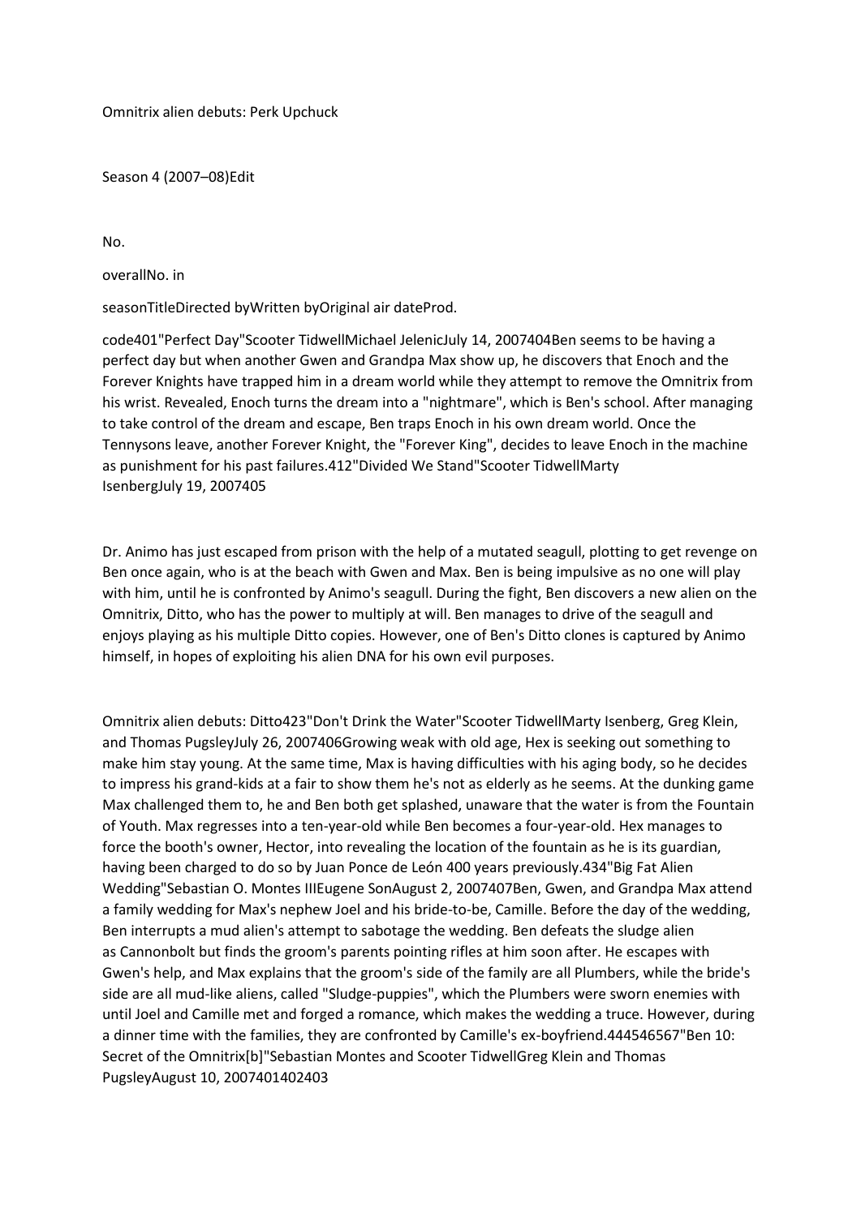Omnitrix alien debuts: Perk Upchuck

Season 4 (2007–08)Edit

No.

overallNo. in

seasonTitleDirected byWritten byOriginal air dateProd.

code401"Perfect Day"Scooter TidwellMichael JelenicJuly 14, 2007404Ben seems to be having a perfect day but when another Gwen and Grandpa Max show up, he discovers that Enoch and the Forever Knights have trapped him in a dream world while they attempt to remove the Omnitrix from his wrist. Revealed, Enoch turns the dream into a "nightmare", which is Ben's school. After managing to take control of the dream and escape, Ben traps Enoch in his own dream world. Once the Tennysons leave, another Forever Knight, the "Forever King", decides to leave Enoch in the machine as punishment for his past failures.412"Divided We Stand"Scooter TidwellMarty IsenbergJuly 19, 2007405

Dr. Animo has just escaped from prison with the help of a mutated seagull, plotting to get revenge on Ben once again, who is at the beach with Gwen and Max. Ben is being impulsive as no one will play with him, until he is confronted by Animo's seagull. During the fight, Ben discovers a new alien on the Omnitrix, Ditto, who has the power to multiply at will. Ben manages to drive of the seagull and enjoys playing as his multiple Ditto copies. However, one of Ben's Ditto clones is captured by Animo himself, in hopes of exploiting his alien DNA for his own evil purposes.

Omnitrix alien debuts: Ditto423"Don't Drink the Water"Scooter TidwellMarty Isenberg, Greg Klein, and Thomas PugsleyJuly 26, 2007406Growing weak with old age, Hex is seeking out something to make him stay young. At the same time, Max is having difficulties with his aging body, so he decides to impress his grand-kids at a fair to show them he's not as elderly as he seems. At the dunking game Max challenged them to, he and Ben both get splashed, unaware that the water is from the Fountain of Youth. Max regresses into a ten-year-old while Ben becomes a four-year-old. Hex manages to force the booth's owner, Hector, into revealing the location of the fountain as he is its guardian, having been charged to do so by Juan Ponce de León 400 years previously.434"Big Fat Alien Wedding"Sebastian O. Montes IIIEugene SonAugust 2, 2007407Ben, Gwen, and Grandpa Max attend a family wedding for Max's nephew Joel and his bride-to-be, Camille. Before the day of the wedding, Ben interrupts a mud alien's attempt to sabotage the wedding. Ben defeats the sludge alien as Cannonbolt but finds the groom's parents pointing rifles at him soon after. He escapes with Gwen's help, and Max explains that the groom's side of the family are all Plumbers, while the bride's side are all mud-like aliens, called "Sludge-puppies", which the Plumbers were sworn enemies with until Joel and Camille met and forged a romance, which makes the wedding a truce. However, during a dinner time with the families, they are confronted by Camille's ex-boyfriend.444546567"Ben 10: Secret of the Omnitrix[b]"Sebastian Montes and Scooter TidwellGreg Klein and Thomas PugsleyAugust 10, 2007401402403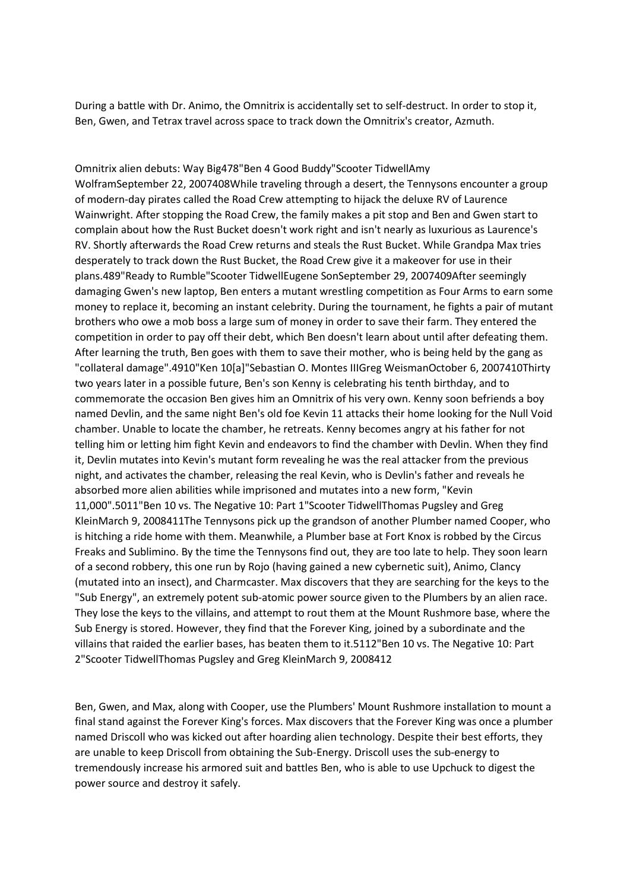During a battle with Dr. Animo, the Omnitrix is accidentally set to self-destruct. In order to stop it, Ben, Gwen, and Tetrax travel across space to track down the Omnitrix's creator, Azmuth.

Omnitrix alien debuts: Way Big478"Ben 4 Good Buddy"Scooter TidwellAmy WolframSeptember 22, 2007408While traveling through a desert, the Tennysons encounter a group of modern-day pirates called the Road Crew attempting to hijack the deluxe RV of Laurence Wainwright. After stopping the Road Crew, the family makes a pit stop and Ben and Gwen start to complain about how the Rust Bucket doesn't work right and isn't nearly as luxurious as Laurence's RV. Shortly afterwards the Road Crew returns and steals the Rust Bucket. While Grandpa Max tries desperately to track down the Rust Bucket, the Road Crew give it a makeover for use in their plans.489"Ready to Rumble"Scooter TidwellEugene SonSeptember 29, 2007409After seemingly damaging Gwen's new laptop, Ben enters a mutant wrestling competition as Four Arms to earn some money to replace it, becoming an instant celebrity. During the tournament, he fights a pair of mutant brothers who owe a mob boss a large sum of money in order to save their farm. They entered the competition in order to pay off their debt, which Ben doesn't learn about until after defeating them. After learning the truth, Ben goes with them to save their mother, who is being held by the gang as "collateral damage".4910"Ken 10[a]"Sebastian O. Montes IIIGreg WeismanOctober 6, 2007410Thirty two years later in a possible future, Ben's son Kenny is celebrating his tenth birthday, and to commemorate the occasion Ben gives him an Omnitrix of his very own. Kenny soon befriends a boy named Devlin, and the same night Ben's old foe Kevin 11 attacks their home looking for the Null Void chamber. Unable to locate the chamber, he retreats. Kenny becomes angry at his father for not telling him or letting him fight Kevin and endeavors to find the chamber with Devlin. When they find it, Devlin mutates into Kevin's mutant form revealing he was the real attacker from the previous night, and activates the chamber, releasing the real Kevin, who is Devlin's father and reveals he absorbed more alien abilities while imprisoned and mutates into a new form, "Kevin 11,000".5011"Ben 10 vs. The Negative 10: Part 1"Scooter TidwellThomas Pugsley and Greg KleinMarch 9, 2008411The Tennysons pick up the grandson of another Plumber named Cooper, who is hitching a ride home with them. Meanwhile, a Plumber base at Fort Knox is robbed by the Circus Freaks and Sublimino. By the time the Tennysons find out, they are too late to help. They soon learn of a second robbery, this one run by Rojo (having gained a new cybernetic suit), Animo, Clancy (mutated into an insect), and Charmcaster. Max discovers that they are searching for the keys to the "Sub Energy", an extremely potent sub-atomic power source given to the Plumbers by an alien race. They lose the keys to the villains, and attempt to rout them at the Mount Rushmore base, where the Sub Energy is stored. However, they find that the Forever King, joined by a subordinate and the villains that raided the earlier bases, has beaten them to it.5112"Ben 10 vs. The Negative 10: Part 2"Scooter TidwellThomas Pugsley and Greg KleinMarch 9, 2008412

Ben, Gwen, and Max, along with Cooper, use the Plumbers' Mount Rushmore installation to mount a final stand against the Forever King's forces. Max discovers that the Forever King was once a plumber named Driscoll who was kicked out after hoarding alien technology. Despite their best efforts, they are unable to keep Driscoll from obtaining the Sub-Energy. Driscoll uses the sub-energy to tremendously increase his armored suit and battles Ben, who is able to use Upchuck to digest the power source and destroy it safely.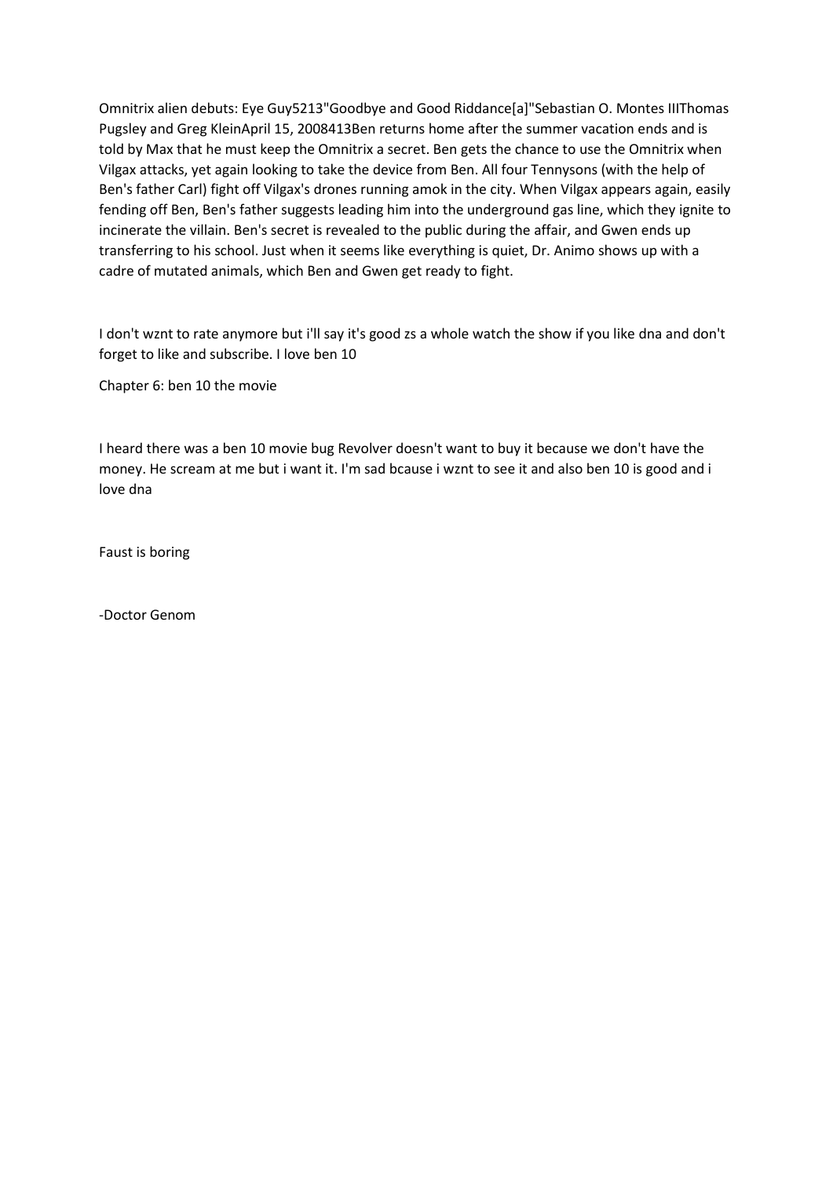Omnitrix alien debuts: Eye Guy5213"Goodbye and Good Riddance[a]"Sebastian O. Montes IIIThomas Pugsley and Greg KleinApril 15, 2008413Ben returns home after the summer vacation ends and is told by Max that he must keep the Omnitrix a secret. Ben gets the chance to use the Omnitrix when Vilgax attacks, yet again looking to take the device from Ben. All four Tennysons (with the help of Ben's father Carl) fight off Vilgax's drones running amok in the city. When Vilgax appears again, easily fending off Ben, Ben's father suggests leading him into the underground gas line, which they ignite to incinerate the villain. Ben's secret is revealed to the public during the affair, and Gwen ends up transferring to his school. Just when it seems like everything is quiet, Dr. Animo shows up with a cadre of mutated animals, which Ben and Gwen get ready to fight.

I don't wznt to rate anymore but i'll say it's good zs a whole watch the show if you like dna and don't forget to like and subscribe. I love ben 10

Chapter 6: ben 10 the movie

I heard there was a ben 10 movie bug Revolver doesn't want to buy it because we don't have the money. He scream at me but i want it. I'm sad bcause i wznt to see it and also ben 10 is good and i love dna

Faust is boring

-Doctor Genom